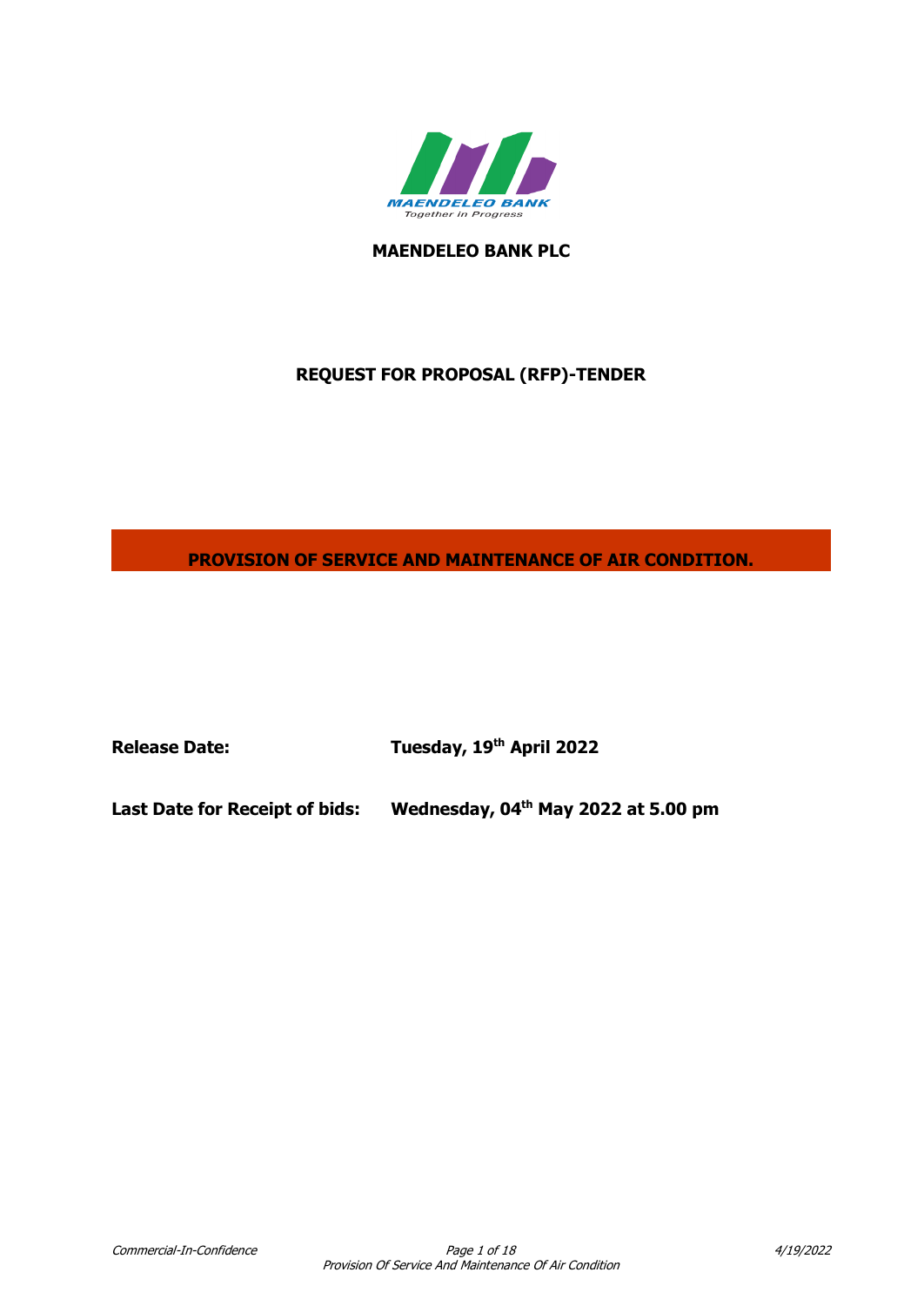MAENDELEO BANK
Together in Progress

**MAENDELEO BANK PLC**

# REQUEST FOR PROPOSAL (RFP)-TENDER

## PROVISION OF SERVICE AND MAINTENANCE OF AIR CONDITION.

**Release Date:** **Tuesday, 19th April 2022**

**Last Date for Receipt of bids:** **Wednesday, 04th May 2022 at 5.00 pm**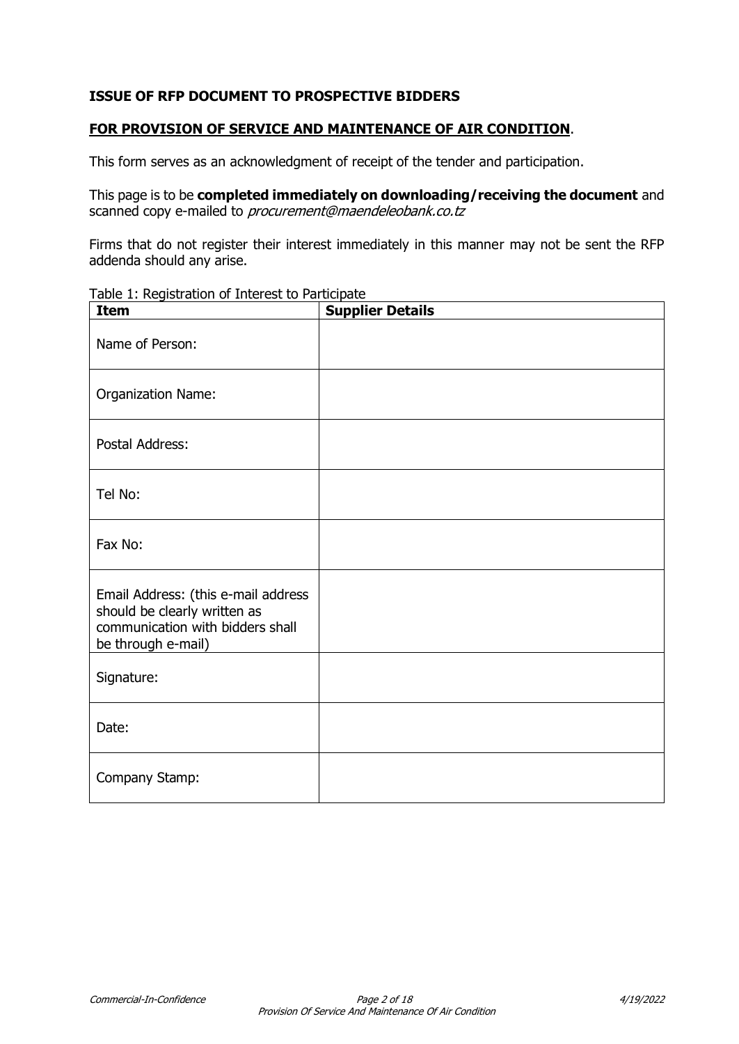**ISSUE OF RFP DOCUMENT TO PROSPECTIVE BIDDERS**

**FOR PROVISION OF SERVICE AND MAINTENANCE OF AIR CONDITION**.

This form serves as an acknowledgment of receipt of the tender and participation.

This page is to be **completed immediately on downloading/receiving the document** and scanned copy e-mailed to *procurement@maendeleobank.co.tz*

Firms that do not register their interest immediately in this manner may not be sent the RFP addenda should any arise.

Table 1: Registration of Interest to Participate

| Item | Supplier Details |
|---|---|
| Name of Person: | |
| Organization Name: | |
| Postal Address: | |
| Tel No: | |
| Fax No: | |
| Email Address: (this e-mail address should be clearly written as communication with bidders shall be through e-mail) | |
| Signature: | |
| Date: | |
| Company Stamp: | |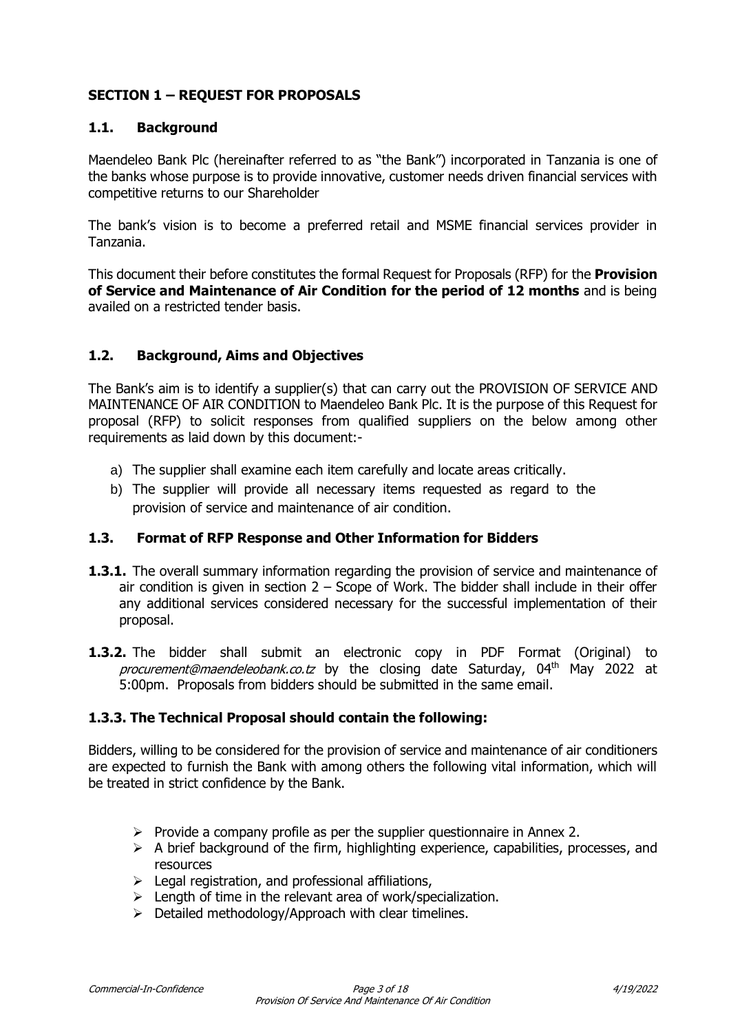## SECTION 1 – REQUEST FOR PROPOSALS

### 1.1. Background

Maendeleo Bank Plc (hereinafter referred to as "the Bank") incorporated in Tanzania is one of the banks whose purpose is to provide innovative, customer needs driven financial services with competitive returns to our Shareholder

The bank's vision is to become a preferred retail and MSME financial services provider in Tanzania.

This document their before constitutes the formal Request for Proposals (RFP) for the **Provision of Service and Maintenance of Air Condition for the period of 12 months** and is being availed on a restricted tender basis.

### 1.2. Background, Aims and Objectives

The Bank's aim is to identify a supplier(s) that can carry out the PROVISION OF SERVICE AND MAINTENANCE OF AIR CONDITION to Maendeleo Bank Plc. It is the purpose of this Request for proposal (RFP) to solicit responses from qualified suppliers on the below among other requirements as laid down by this document:-

a) The supplier shall examine each item carefully and locate areas critically.
b) The supplier will provide all necessary items requested as regard to the provision of service and maintenance of air condition.

### 1.3. Format of RFP Response and Other Information for Bidders

**1.3.1.** The overall summary information regarding the provision of service and maintenance of air condition is given in section 2 – Scope of Work. The bidder shall include in their offer any additional services considered necessary for the successful implementation of their proposal.

**1.3.2.** The bidder shall submit an electronic copy in PDF Format (Original) to *procurement@maendeleobank.co.tz* by the closing date Saturday, 04th May 2022 at 5:00pm. Proposals from bidders should be submitted in the same email.

### 1.3.3. The Technical Proposal should contain the following:

Bidders, willing to be considered for the provision of service and maintenance of air conditioners are expected to furnish the Bank with among others the following vital information, which will be treated in strict confidence by the Bank.

- Provide a company profile as per the supplier questionnaire in Annex 2.
- A brief background of the firm, highlighting experience, capabilities, processes, and resources
- Legal registration, and professional affiliations,
- Length of time in the relevant area of work/specialization.
- Detailed methodology/Approach with clear timelines.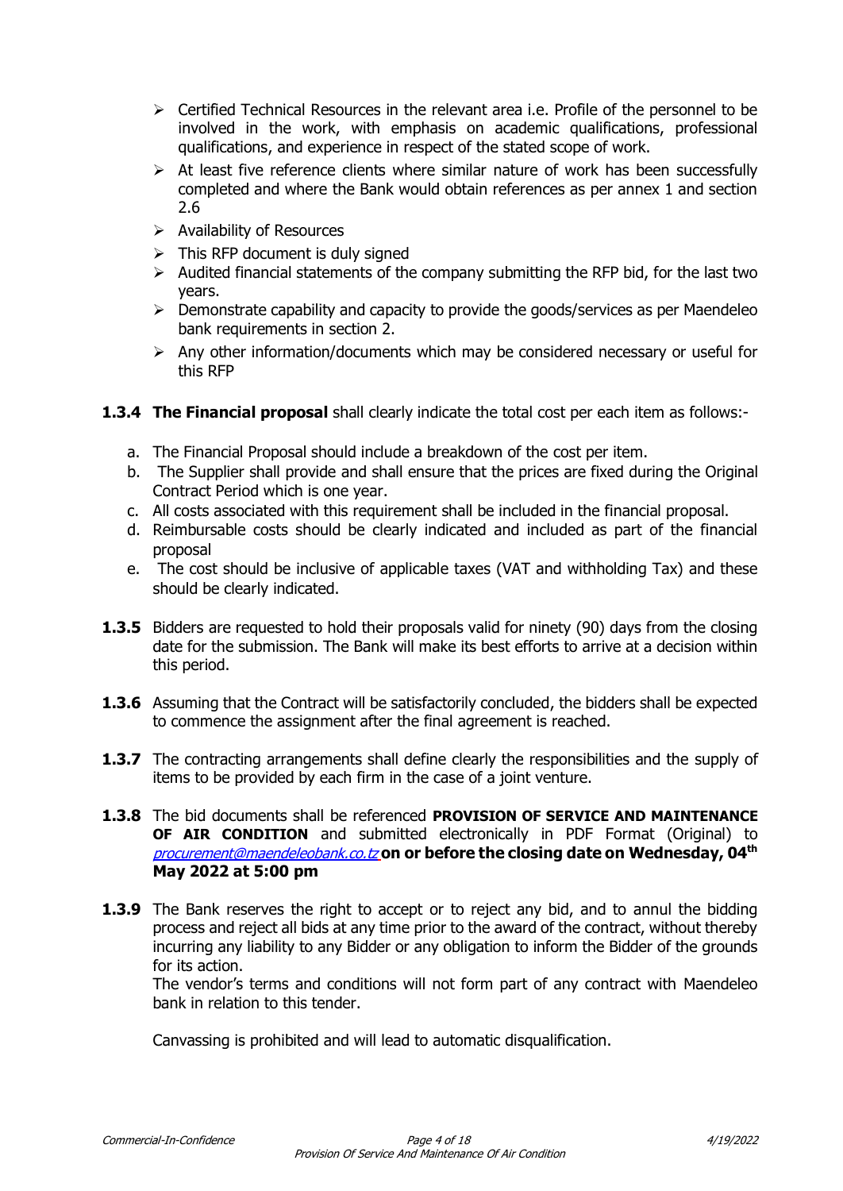- Certified Technical Resources in the relevant area i.e. Profile of the personnel to be involved in the work, with emphasis on academic qualifications, professional qualifications, and experience in respect of the stated scope of work.
- At least five reference clients where similar nature of work has been successfully completed and where the Bank would obtain references as per annex 1 and section 2.6
- Availability of Resources
- This RFP document is duly signed
- Audited financial statements of the company submitting the RFP bid, for the last two years.
- Demonstrate capability and capacity to provide the goods/services as per Maendeleo bank requirements in section 2.
- Any other information/documents which may be considered necessary or useful for this RFP

**1.3.4 The Financial proposal** shall clearly indicate the total cost per each item as follows:-

a. The Financial Proposal should include a breakdown of the cost per item.
b. The Supplier shall provide and shall ensure that the prices are fixed during the Original Contract Period which is one year.
c. All costs associated with this requirement shall be included in the financial proposal.
d. Reimbursable costs should be clearly indicated and included as part of the financial proposal
e. The cost should be inclusive of applicable taxes (VAT and withholding Tax) and these should be clearly indicated.

**1.3.5** Bidders are requested to hold their proposals valid for ninety (90) days from the closing date for the submission. The Bank will make its best efforts to arrive at a decision within this period.

**1.3.6** Assuming that the Contract will be satisfactorily concluded, the bidders shall be expected to commence the assignment after the final agreement is reached.

**1.3.7** The contracting arrangements shall define clearly the responsibilities and the supply of items to be provided by each firm in the case of a joint venture.

**1.3.8** The bid documents shall be referenced **PROVISION OF SERVICE AND MAINTENANCE OF AIR CONDITION** and submitted electronically in PDF Format (Original) to *procurement@maendeleobank.co.tz* **on or before the closing date on Wednesday, 04th May 2022 at 5:00 pm**

**1.3.9** The Bank reserves the right to accept or to reject any bid, and to annul the bidding process and reject all bids at any time prior to the award of the contract, without thereby incurring any liability to any Bidder or any obligation to inform the Bidder of the grounds for its action.

The vendor's terms and conditions will not form part of any contract with Maendeleo bank in relation to this tender.

Canvassing is prohibited and will lead to automatic disqualification.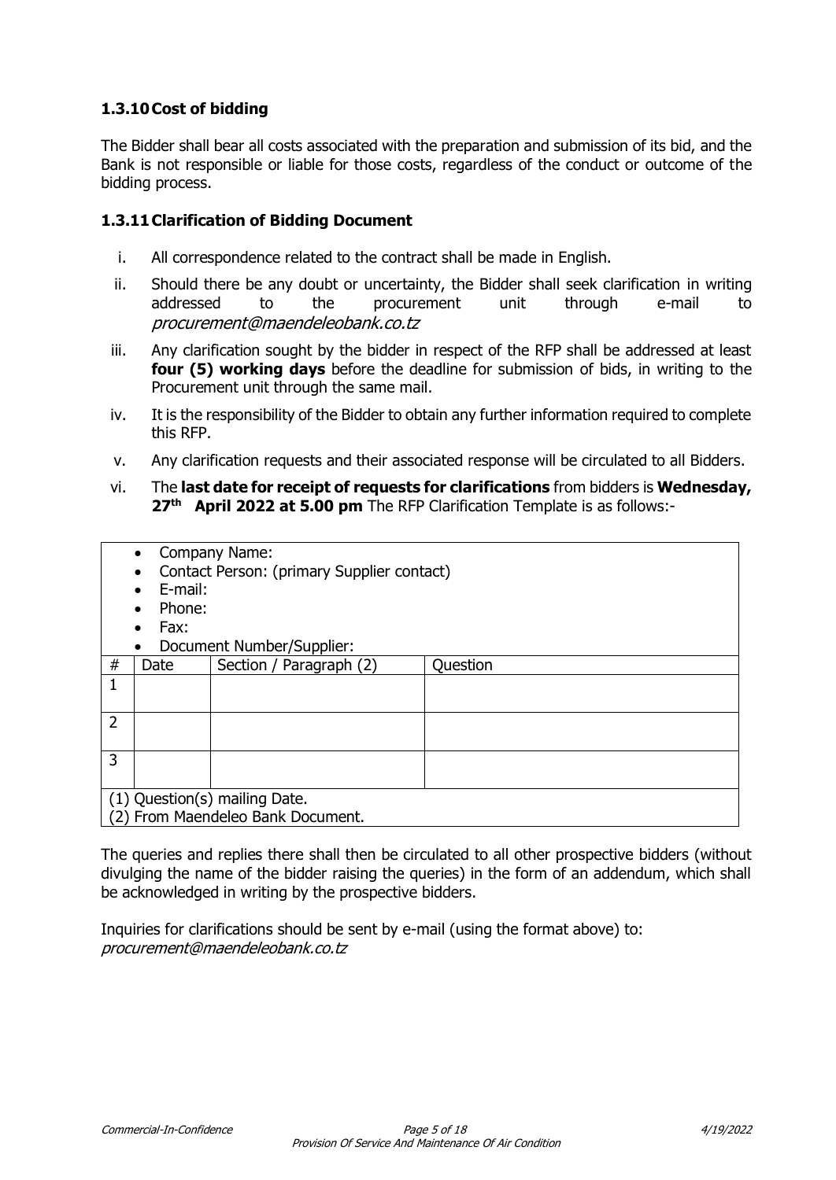### 1.3.10 Cost of bidding

The Bidder shall bear all costs associated with the preparation and submission of its bid, and the Bank is not responsible or liable for those costs, regardless of the conduct or outcome of the bidding process.

### 1.3.11 Clarification of Bidding Document

i. All correspondence related to the contract shall be made in English.

ii. Should there be any doubt or uncertainty, the Bidder shall seek clarification in writing addressed to the procurement unit through e-mail to *procurement@maendeleobank.co.tz*

iii. Any clarification sought by the bidder in respect of the RFP shall be addressed at least **four (5) working days** before the deadline for submission of bids, in writing to the Procurement unit through the same mail.

iv. It is the responsibility of the Bidder to obtain any further information required to complete this RFP.

v. Any clarification requests and their associated response will be circulated to all Bidders.

vi. The **last date for receipt of requests for clarifications** from bidders is **Wednesday, 27th April 2022 at 5.00 pm** The RFP Clarification Template is as follows:-

- Company Name:
- Contact Person: (primary Supplier contact)
- E-mail:
- Phone:
- Fax:
- Document Number/Supplier:

| # | Date | Section / Paragraph (2) | Question |
|---|---|---|---|
| 1 | | | |
| 2 | | | |
| 3 | | | |

(1) Question(s) mailing Date.
(2) From Maendeleo Bank Document.

The queries and replies there shall then be circulated to all other prospective bidders (without divulging the name of the bidder raising the queries) in the form of an addendum, which shall be acknowledged in writing by the prospective bidders.

Inquiries for clarifications should be sent by e-mail (using the format above) to:
*procurement@maendeleobank.co.tz*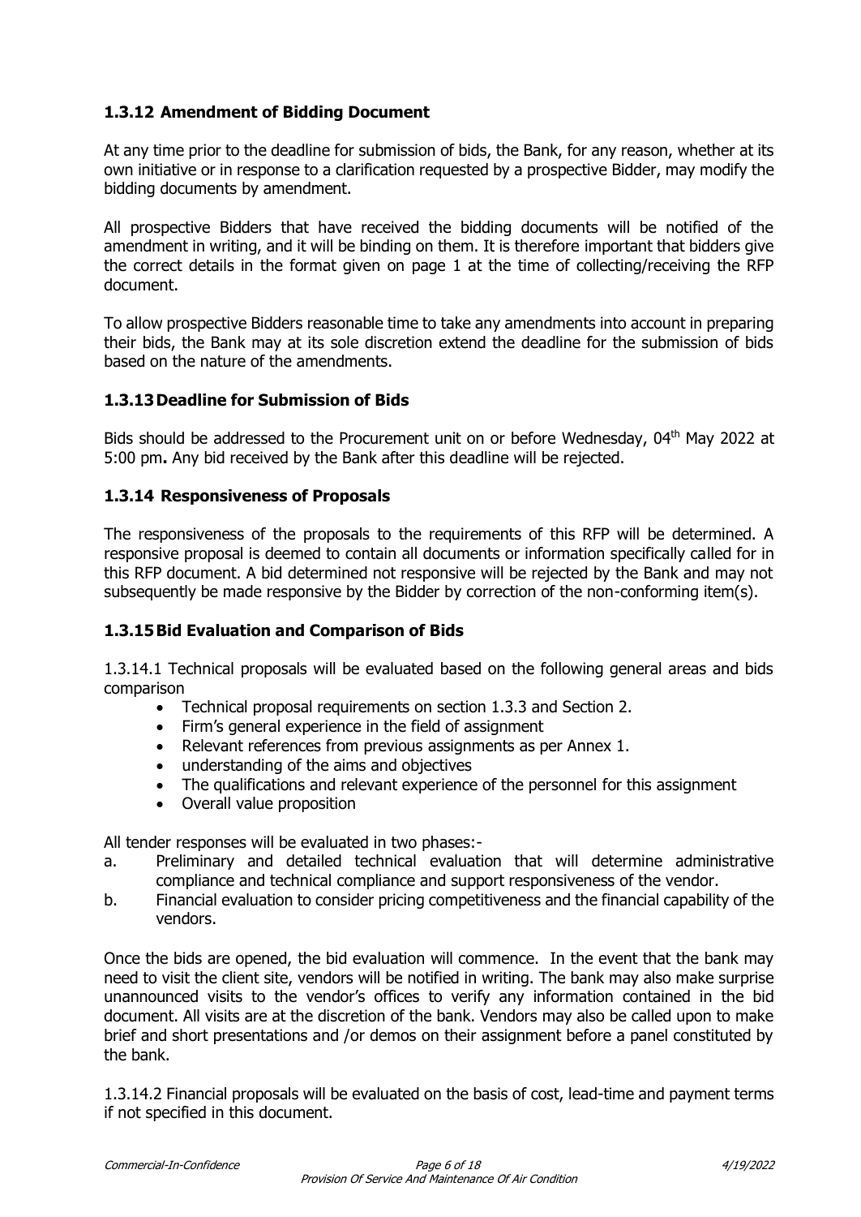### 1.3.12 Amendment of Bidding Document

At any time prior to the deadline for submission of bids, the Bank, for any reason, whether at its own initiative or in response to a clarification requested by a prospective Bidder, may modify the bidding documents by amendment.

All prospective Bidders that have received the bidding documents will be notified of the amendment in writing, and it will be binding on them. It is therefore important that bidders give the correct details in the format given on page 1 at the time of collecting/receiving the RFP document.

To allow prospective Bidders reasonable time to take any amendments into account in preparing their bids, the Bank may at its sole discretion extend the deadline for the submission of bids based on the nature of the amendments.

### 1.3.13 Deadline for Submission of Bids

Bids should be addressed to the Procurement unit on or before Wednesday, 04th May 2022 at 5:00 pm**.** Any bid received by the Bank after this deadline will be rejected.

### 1.3.14 Responsiveness of Proposals

The responsiveness of the proposals to the requirements of this RFP will be determined. A responsive proposal is deemed to contain all documents or information specifically called for in this RFP document. A bid determined not responsive will be rejected by the Bank and may not subsequently be made responsive by the Bidder by correction of the non-conforming item(s).

### 1.3.15 Bid Evaluation and Comparison of Bids

1.3.14.1 Technical proposals will be evaluated based on the following general areas and bids comparison

- Technical proposal requirements on section 1.3.3 and Section 2.
- Firm's general experience in the field of assignment
- Relevant references from previous assignments as per Annex 1.
- understanding of the aims and objectives
- The qualifications and relevant experience of the personnel for this assignment
- Overall value proposition

All tender responses will be evaluated in two phases:-

a. Preliminary and detailed technical evaluation that will determine administrative compliance and technical compliance and support responsiveness of the vendor.
b. Financial evaluation to consider pricing competitiveness and the financial capability of the vendors.

Once the bids are opened, the bid evaluation will commence. In the event that the bank may need to visit the client site, vendors will be notified in writing. The bank may also make surprise unannounced visits to the vendor's offices to verify any information contained in the bid document. All visits are at the discretion of the bank. Vendors may also be called upon to make brief and short presentations and /or demos on their assignment before a panel constituted by the bank.

1.3.14.2 Financial proposals will be evaluated on the basis of cost, lead-time and payment terms if not specified in this document.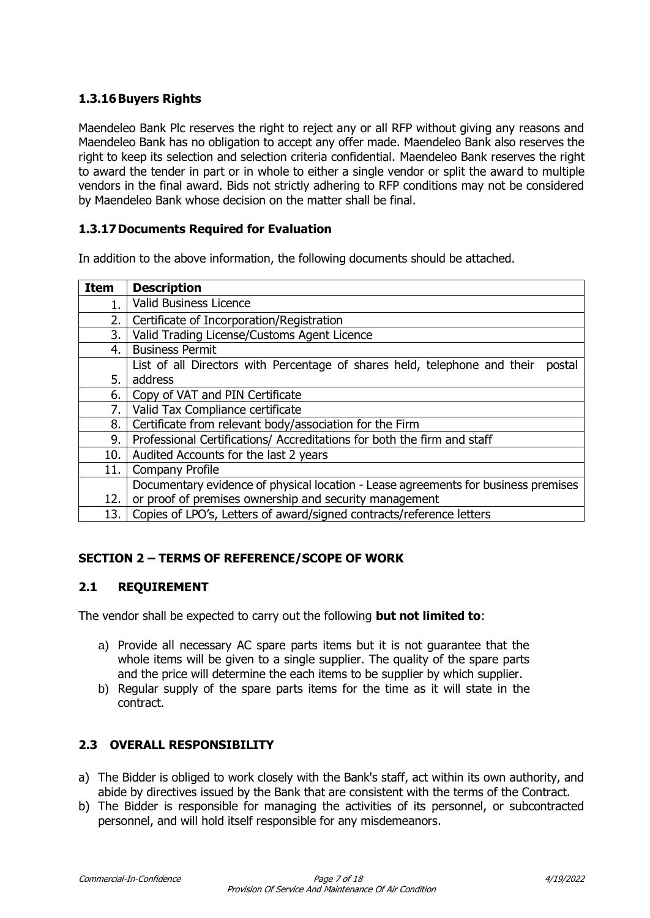### 1.3.16 Buyers Rights

Maendeleo Bank Plc reserves the right to reject any or all RFP without giving any reasons and Maendeleo Bank has no obligation to accept any offer made. Maendeleo Bank also reserves the right to keep its selection and selection criteria confidential. Maendeleo Bank reserves the right to award the tender in part or in whole to either a single vendor or split the award to multiple vendors in the final award. Bids not strictly adhering to RFP conditions may not be considered by Maendeleo Bank whose decision on the matter shall be final.

### 1.3.17 Documents Required for Evaluation

In addition to the above information, the following documents should be attached.

| Item | Description |
|---|---|
| 1. | Valid Business Licence |
| 2. | Certificate of Incorporation/Registration |
| 3. | Valid Trading License/Customs Agent Licence |
| 4. | Business Permit |
| 5. | List of all Directors with Percentage of shares held, telephone and their postal address |
| 6. | Copy of VAT and PIN Certificate |
| 7. | Valid Tax Compliance certificate |
| 8. | Certificate from relevant body/association for the Firm |
| 9. | Professional Certifications/ Accreditations for both the firm and staff |
| 10. | Audited Accounts for the last 2 years |
| 11. | Company Profile |
| 12. | Documentary evidence of physical location - Lease agreements for business premises or proof of premises ownership and security management |
| 13. | Copies of LPO's, Letters of award/signed contracts/reference letters |

## SECTION 2 – TERMS OF REFERENCE/SCOPE OF WORK

### 2.1 REQUIREMENT

The vendor shall be expected to carry out the following **but not limited to**:

a) Provide all necessary AC spare parts items but it is not guarantee that the whole items will be given to a single supplier. The quality of the spare parts and the price will determine the each items to be supplier by which supplier.
b) Regular supply of the spare parts items for the time as it will state in the contract.

### 2.3 OVERALL RESPONSIBILITY

a) The Bidder is obliged to work closely with the Bank's staff, act within its own authority, and abide by directives issued by the Bank that are consistent with the terms of the Contract.
b) The Bidder is responsible for managing the activities of its personnel, or subcontracted personnel, and will hold itself responsible for any misdemeanors.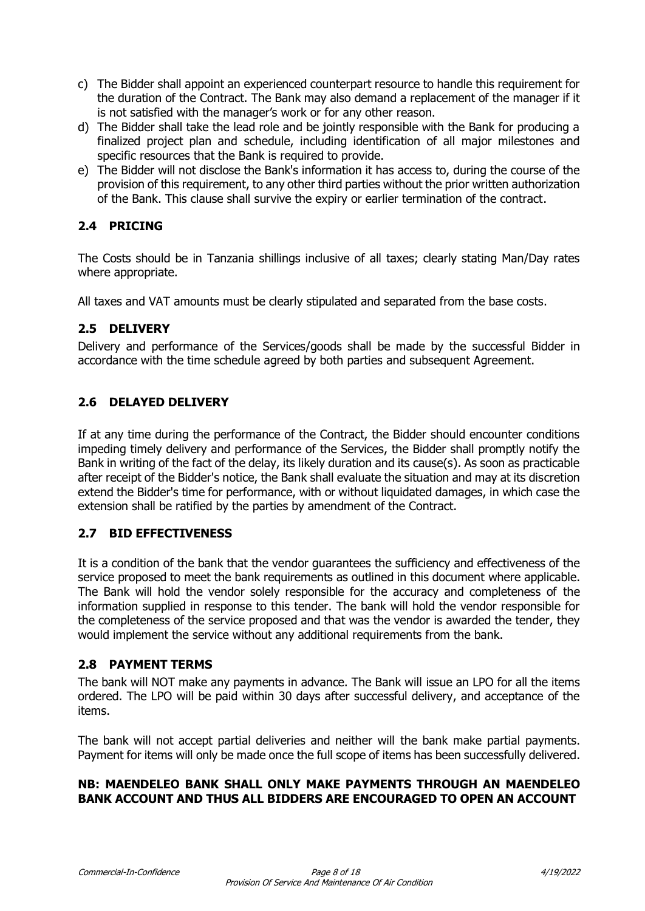c) The Bidder shall appoint an experienced counterpart resource to handle this requirement for the duration of the Contract. The Bank may also demand a replacement of the manager if it is not satisfied with the manager's work or for any other reason.

d) The Bidder shall take the lead role and be jointly responsible with the Bank for producing a finalized project plan and schedule, including identification of all major milestones and specific resources that the Bank is required to provide.

e) The Bidder will not disclose the Bank's information it has access to, during the course of the provision of this requirement, to any other third parties without the prior written authorization of the Bank. This clause shall survive the expiry or earlier termination of the contract.

## 2.4 PRICING

The Costs should be in Tanzania shillings inclusive of all taxes; clearly stating Man/Day rates where appropriate.

All taxes and VAT amounts must be clearly stipulated and separated from the base costs.

## 2.5 DELIVERY

Delivery and performance of the Services/goods shall be made by the successful Bidder in accordance with the time schedule agreed by both parties and subsequent Agreement.

## 2.6 DELAYED DELIVERY

If at any time during the performance of the Contract, the Bidder should encounter conditions impeding timely delivery and performance of the Services, the Bidder shall promptly notify the Bank in writing of the fact of the delay, its likely duration and its cause(s). As soon as practicable after receipt of the Bidder's notice, the Bank shall evaluate the situation and may at its discretion extend the Bidder's time for performance, with or without liquidated damages, in which case the extension shall be ratified by the parties by amendment of the Contract.

## 2.7 BID EFFECTIVENESS

It is a condition of the bank that the vendor guarantees the sufficiency and effectiveness of the service proposed to meet the bank requirements as outlined in this document where applicable. The Bank will hold the vendor solely responsible for the accuracy and completeness of the information supplied in response to this tender. The bank will hold the vendor responsible for the completeness of the service proposed and that was the vendor is awarded the tender, they would implement the service without any additional requirements from the bank.

## 2.8 PAYMENT TERMS

The bank will NOT make any payments in advance. The Bank will issue an LPO for all the items ordered. The LPO will be paid within 30 days after successful delivery, and acceptance of the items.

The bank will not accept partial deliveries and neither will the bank make partial payments. Payment for items will only be made once the full scope of items has been successfully delivered.

**NB: MAENDELEO BANK SHALL ONLY MAKE PAYMENTS THROUGH AN MAENDELEO BANK ACCOUNT AND THUS ALL BIDDERS ARE ENCOURAGED TO OPEN AN ACCOUNT**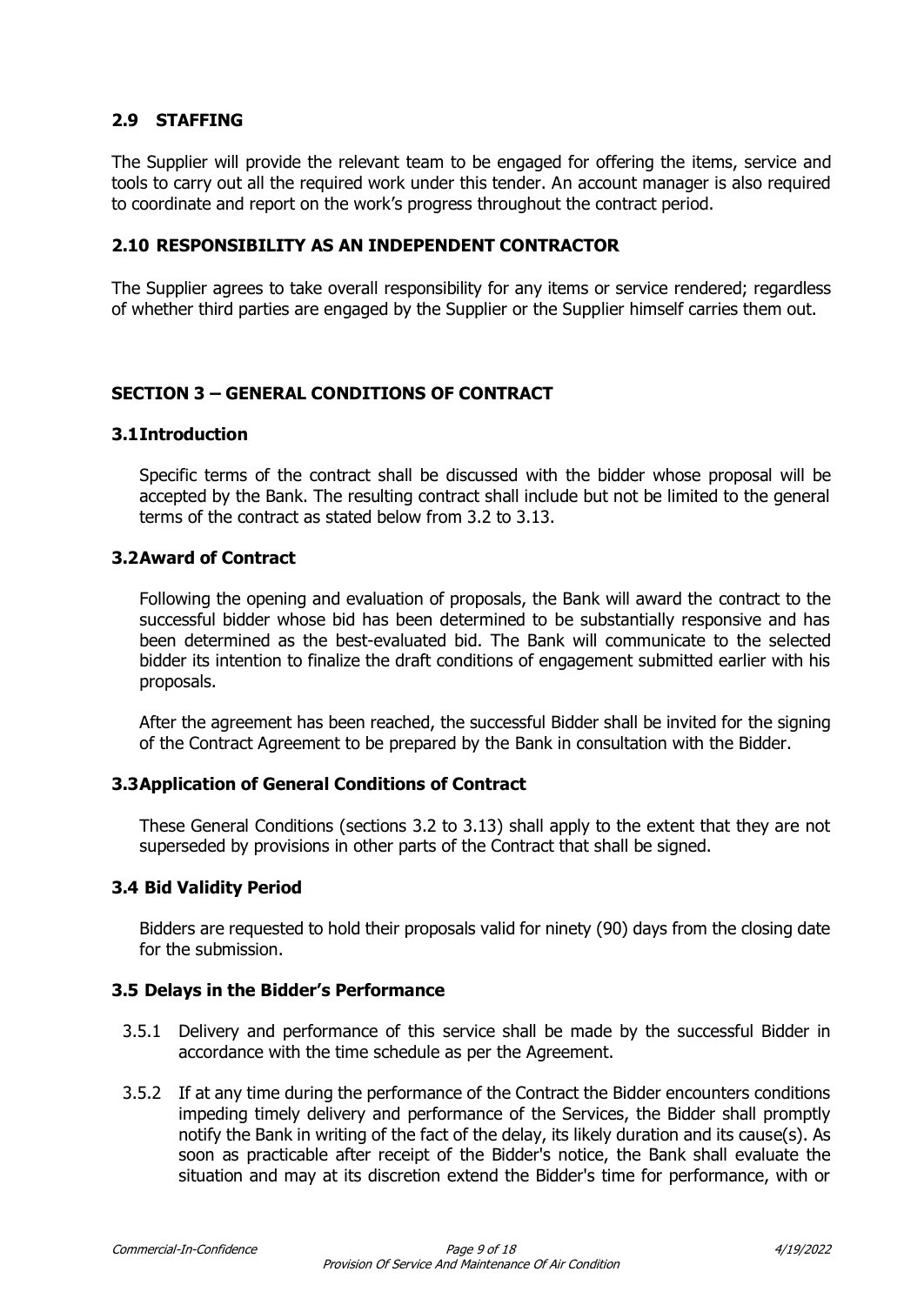## 2.9 STAFFING

The Supplier will provide the relevant team to be engaged for offering the items, service and tools to carry out all the required work under this tender. An account manager is also required to coordinate and report on the work's progress throughout the contract period.

## 2.10 RESPONSIBILITY AS AN INDEPENDENT CONTRACTOR

The Supplier agrees to take overall responsibility for any items or service rendered; regardless of whether third parties are engaged by the Supplier or the Supplier himself carries them out.

# SECTION 3 – GENERAL CONDITIONS OF CONTRACT

## 3.1 Introduction

Specific terms of the contract shall be discussed with the bidder whose proposal will be accepted by the Bank. The resulting contract shall include but not be limited to the general terms of the contract as stated below from 3.2 to 3.13.

## 3.2 Award of Contract

Following the opening and evaluation of proposals, the Bank will award the contract to the successful bidder whose bid has been determined to be substantially responsive and has been determined as the best-evaluated bid. The Bank will communicate to the selected bidder its intention to finalize the draft conditions of engagement submitted earlier with his proposals.

After the agreement has been reached, the successful Bidder shall be invited for the signing of the Contract Agreement to be prepared by the Bank in consultation with the Bidder.

## 3.3 Application of General Conditions of Contract

These General Conditions (sections 3.2 to 3.13) shall apply to the extent that they are not superseded by provisions in other parts of the Contract that shall be signed.

## 3.4 Bid Validity Period

Bidders are requested to hold their proposals valid for ninety (90) days from the closing date for the submission.

## 3.5 Delays in the Bidder's Performance

3.5.1 Delivery and performance of this service shall be made by the successful Bidder in accordance with the time schedule as per the Agreement.

3.5.2 If at any time during the performance of the Contract the Bidder encounters conditions impeding timely delivery and performance of the Services, the Bidder shall promptly notify the Bank in writing of the fact of the delay, its likely duration and its cause(s). As soon as practicable after receipt of the Bidder's notice, the Bank shall evaluate the situation and may at its discretion extend the Bidder's time for performance, with or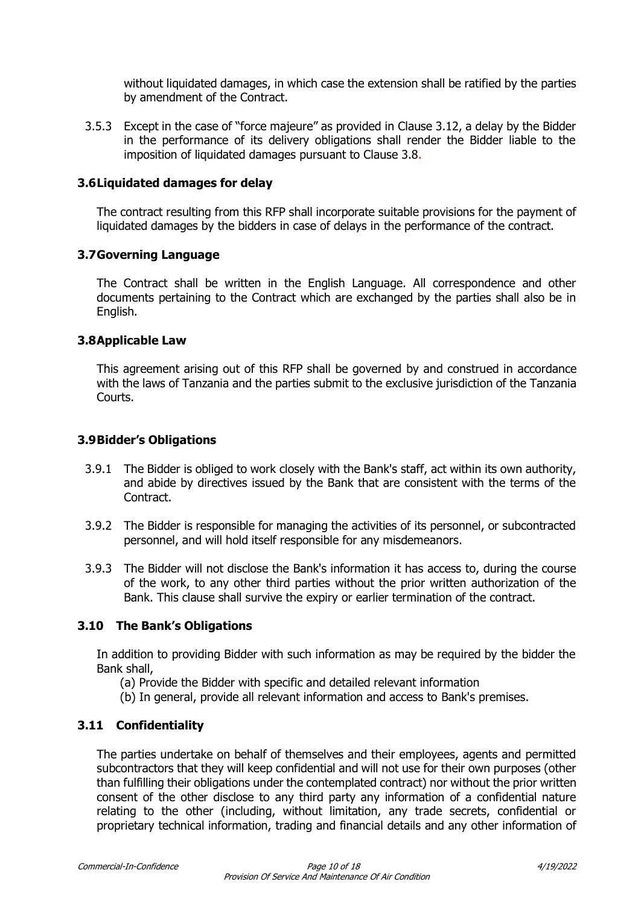without liquidated damages, in which case the extension shall be ratified by the parties by amendment of the Contract.

3.5.3 Except in the case of "force majeure" as provided in Clause 3.12, a delay by the Bidder in the performance of its delivery obligations shall render the Bidder liable to the imposition of liquidated damages pursuant to Clause 3.8.

### 3.6 Liquidated damages for delay

The contract resulting from this RFP shall incorporate suitable provisions for the payment of liquidated damages by the bidders in case of delays in the performance of the contract.

### 3.7 Governing Language

The Contract shall be written in the English Language. All correspondence and other documents pertaining to the Contract which are exchanged by the parties shall also be in English.

### 3.8 Applicable Law

This agreement arising out of this RFP shall be governed by and construed in accordance with the laws of Tanzania and the parties submit to the exclusive jurisdiction of the Tanzania Courts.

### 3.9 Bidder's Obligations

3.9.1 The Bidder is obliged to work closely with the Bank's staff, act within its own authority, and abide by directives issued by the Bank that are consistent with the terms of the Contract.

3.9.2 The Bidder is responsible for managing the activities of its personnel, or subcontracted personnel, and will hold itself responsible for any misdemeanors.

3.9.3 The Bidder will not disclose the Bank's information it has access to, during the course of the work, to any other third parties without the prior written authorization of the Bank. This clause shall survive the expiry or earlier termination of the contract.

### 3.10 The Bank's Obligations

In addition to providing Bidder with such information as may be required by the bidder the Bank shall,

(a) Provide the Bidder with specific and detailed relevant information

(b) In general, provide all relevant information and access to Bank's premises.

### 3.11 Confidentiality

The parties undertake on behalf of themselves and their employees, agents and permitted subcontractors that they will keep confidential and will not use for their own purposes (other than fulfilling their obligations under the contemplated contract) nor without the prior written consent of the other disclose to any third party any information of a confidential nature relating to the other (including, without limitation, any trade secrets, confidential or proprietary technical information, trading and financial details and any other information of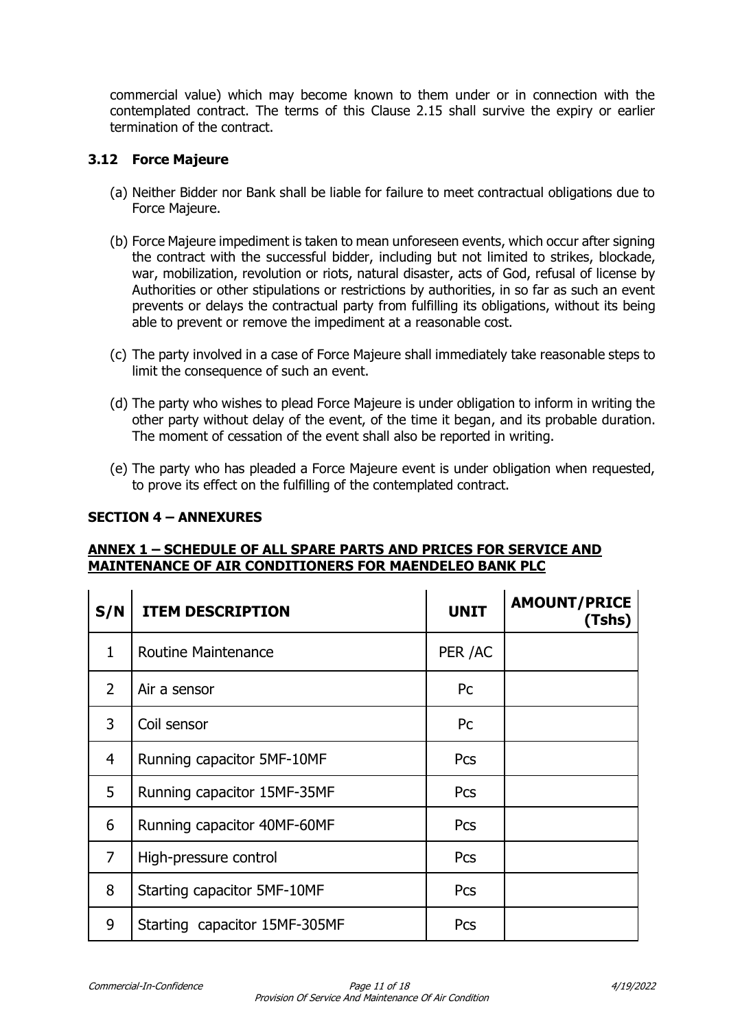commercial value) which may become known to them under or in connection with the contemplated contract. The terms of this Clause 2.15 shall survive the expiry or earlier termination of the contract.

### 3.12 Force Majeure

(a) Neither Bidder nor Bank shall be liable for failure to meet contractual obligations due to Force Majeure.

(b) Force Majeure impediment is taken to mean unforeseen events, which occur after signing the contract with the successful bidder, including but not limited to strikes, blockade, war, mobilization, revolution or riots, natural disaster, acts of God, refusal of license by Authorities or other stipulations or restrictions by authorities, in so far as such an event prevents or delays the contractual party from fulfilling its obligations, without its being able to prevent or remove the impediment at a reasonable cost.

(c) The party involved in a case of Force Majeure shall immediately take reasonable steps to limit the consequence of such an event.

(d) The party who wishes to plead Force Majeure is under obligation to inform in writing the other party without delay of the event, of the time it began, and its probable duration. The moment of cessation of the event shall also be reported in writing.

(e) The party who has pleaded a Force Majeure event is under obligation when requested, to prove its effect on the fulfilling of the contemplated contract.

## SECTION 4 – ANNEXURES

**ANNEX 1 – SCHEDULE OF ALL SPARE PARTS AND PRICES FOR SERVICE AND MAINTENANCE OF AIR CONDITIONERS FOR MAENDELEO BANK PLC**

| S/N | ITEM DESCRIPTION | UNIT | AMOUNT/PRICE (Tshs) |
|---|---|---|---|
| 1 | Routine Maintenance | PER /AC | |
| 2 | Air a sensor | Pc | |
| 3 | Coil sensor | Pc | |
| 4 | Running capacitor 5MF-10MF | Pcs | |
| 5 | Running capacitor 15MF-35MF | Pcs | |
| 6 | Running capacitor 40MF-60MF | Pcs | |
| 7 | High-pressure control | Pcs | |
| 8 | Starting capacitor 5MF-10MF | Pcs | |
| 9 | Starting capacitor 15MF-305MF | Pcs | |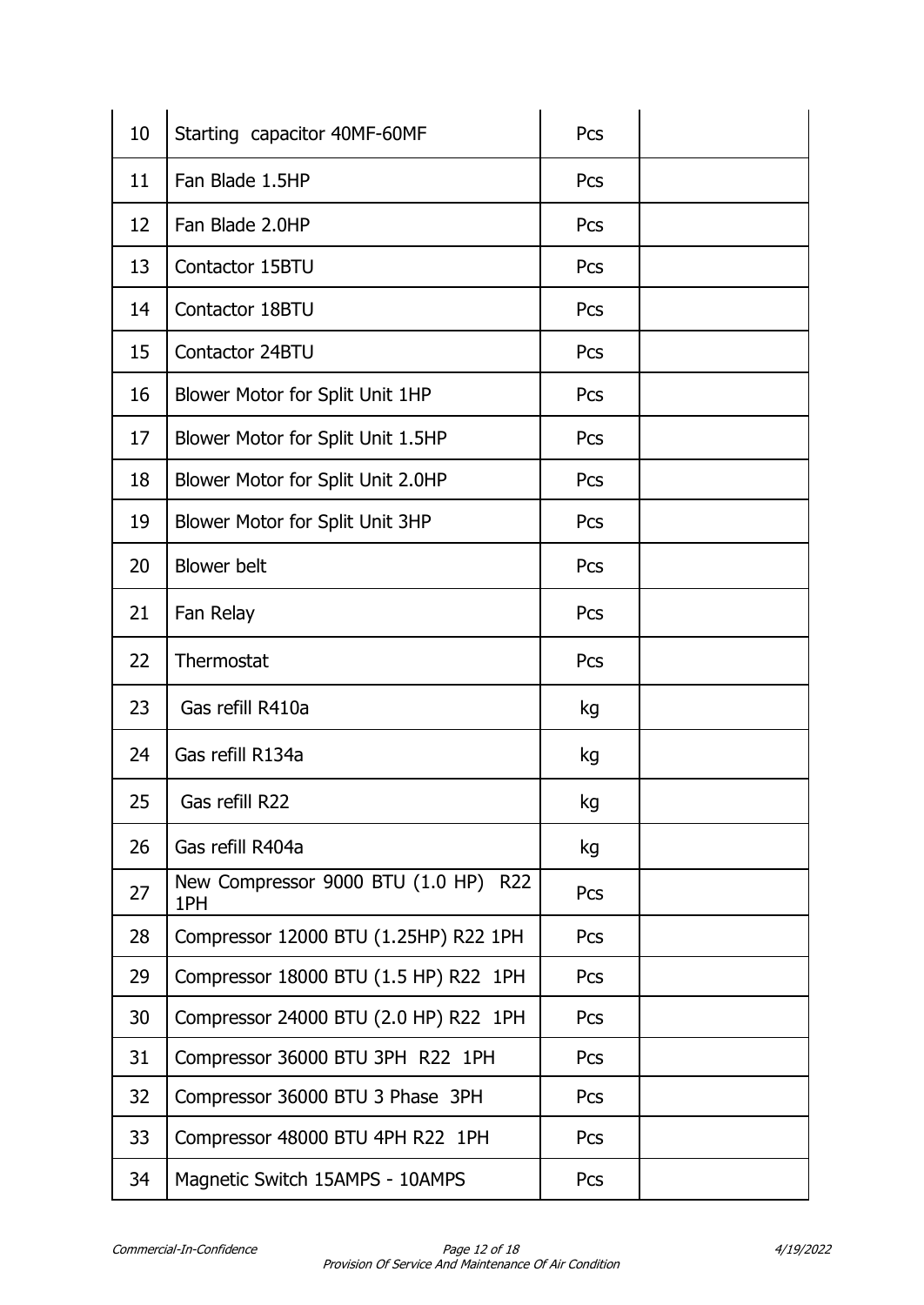| | | | |
|---|---|---|---|
| 10 | Starting capacitor 40MF-60MF | Pcs | |
| 11 | Fan Blade 1.5HP | Pcs | |
| 12 | Fan Blade 2.0HP | Pcs | |
| 13 | Contactor 15BTU | Pcs | |
| 14 | Contactor 18BTU | Pcs | |
| 15 | Contactor 24BTU | Pcs | |
| 16 | Blower Motor for Split Unit 1HP | Pcs | |
| 17 | Blower Motor for Split Unit 1.5HP | Pcs | |
| 18 | Blower Motor for Split Unit 2.0HP | Pcs | |
| 19 | Blower Motor for Split Unit 3HP | Pcs | |
| 20 | Blower belt | Pcs | |
| 21 | Fan Relay | Pcs | |
| 22 | Thermostat | Pcs | |
| 23 | Gas refill R410a | kg | |
| 24 | Gas refill R134a | kg | |
| 25 | Gas refill R22 | kg | |
| 26 | Gas refill R404a | kg | |
| 27 | New Compressor 9000 BTU (1.0 HP) R22 1PH | Pcs | |
| 28 | Compressor 12000 BTU (1.25HP) R22 1PH | Pcs | |
| 29 | Compressor 18000 BTU (1.5 HP) R22 1PH | Pcs | |
| 30 | Compressor 24000 BTU (2.0 HP) R22 1PH | Pcs | |
| 31 | Compressor 36000 BTU 3PH R22 1PH | Pcs | |
| 32 | Compressor 36000 BTU 3 Phase 3PH | Pcs | |
| 33 | Compressor 48000 BTU 4PH R22 1PH | Pcs | |
| 34 | Magnetic Switch 15AMPS - 10AMPS | Pcs | |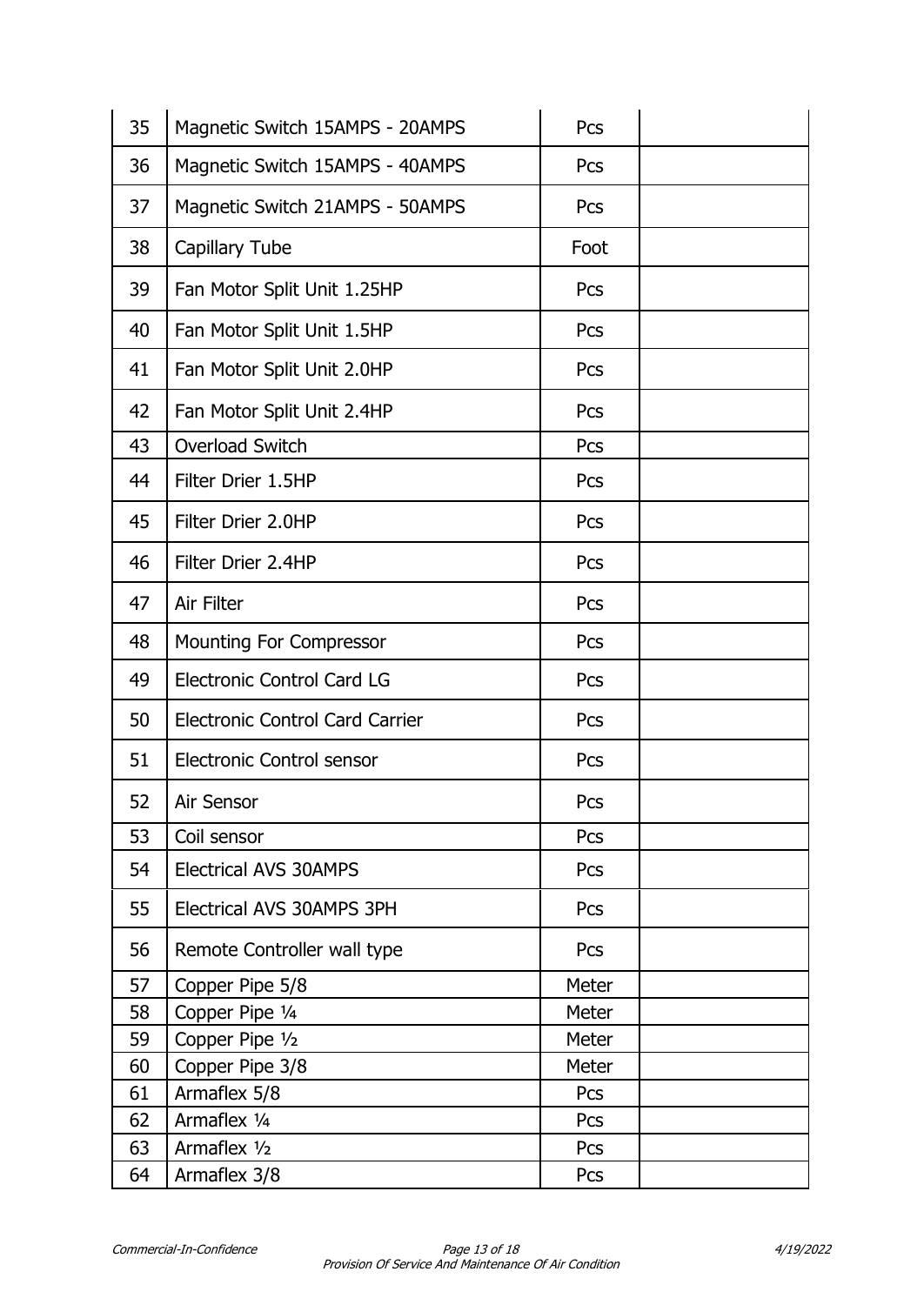| | | | |
|---|---|---|---|
| 35 | Magnetic Switch 15AMPS - 20AMPS | Pcs | |
| 36 | Magnetic Switch 15AMPS - 40AMPS | Pcs | |
| 37 | Magnetic Switch 21AMPS - 50AMPS | Pcs | |
| 38 | Capillary Tube | Foot | |
| 39 | Fan Motor Split Unit 1.25HP | Pcs | |
| 40 | Fan Motor Split Unit 1.5HP | Pcs | |
| 41 | Fan Motor Split Unit 2.0HP | Pcs | |
| 42 | Fan Motor Split Unit 2.4HP | Pcs | |
| 43 | Overload Switch | Pcs | |
| 44 | Filter Drier 1.5HP | Pcs | |
| 45 | Filter Drier 2.0HP | Pcs | |
| 46 | Filter Drier 2.4HP | Pcs | |
| 47 | Air Filter | Pcs | |
| 48 | Mounting For Compressor | Pcs | |
| 49 | Electronic Control Card LG | Pcs | |
| 50 | Electronic Control Card Carrier | Pcs | |
| 51 | Electronic Control sensor | Pcs | |
| 52 | Air Sensor | Pcs | |
| 53 | Coil sensor | Pcs | |
| 54 | Electrical AVS 30AMPS | Pcs | |
| 55 | Electrical AVS 30AMPS 3PH | Pcs | |
| 56 | Remote Controller wall type | Pcs | |
| 57 | Copper Pipe 5/8 | Meter | |
| 58 | Copper Pipe ¼ | Meter | |
| 59 | Copper Pipe ½ | Meter | |
| 60 | Copper Pipe 3/8 | Meter | |
| 61 | Armaflex 5/8 | Pcs | |
| 62 | Armaflex ¼ | Pcs | |
| 63 | Armaflex ½ | Pcs | |
| 64 | Armaflex 3/8 | Pcs | |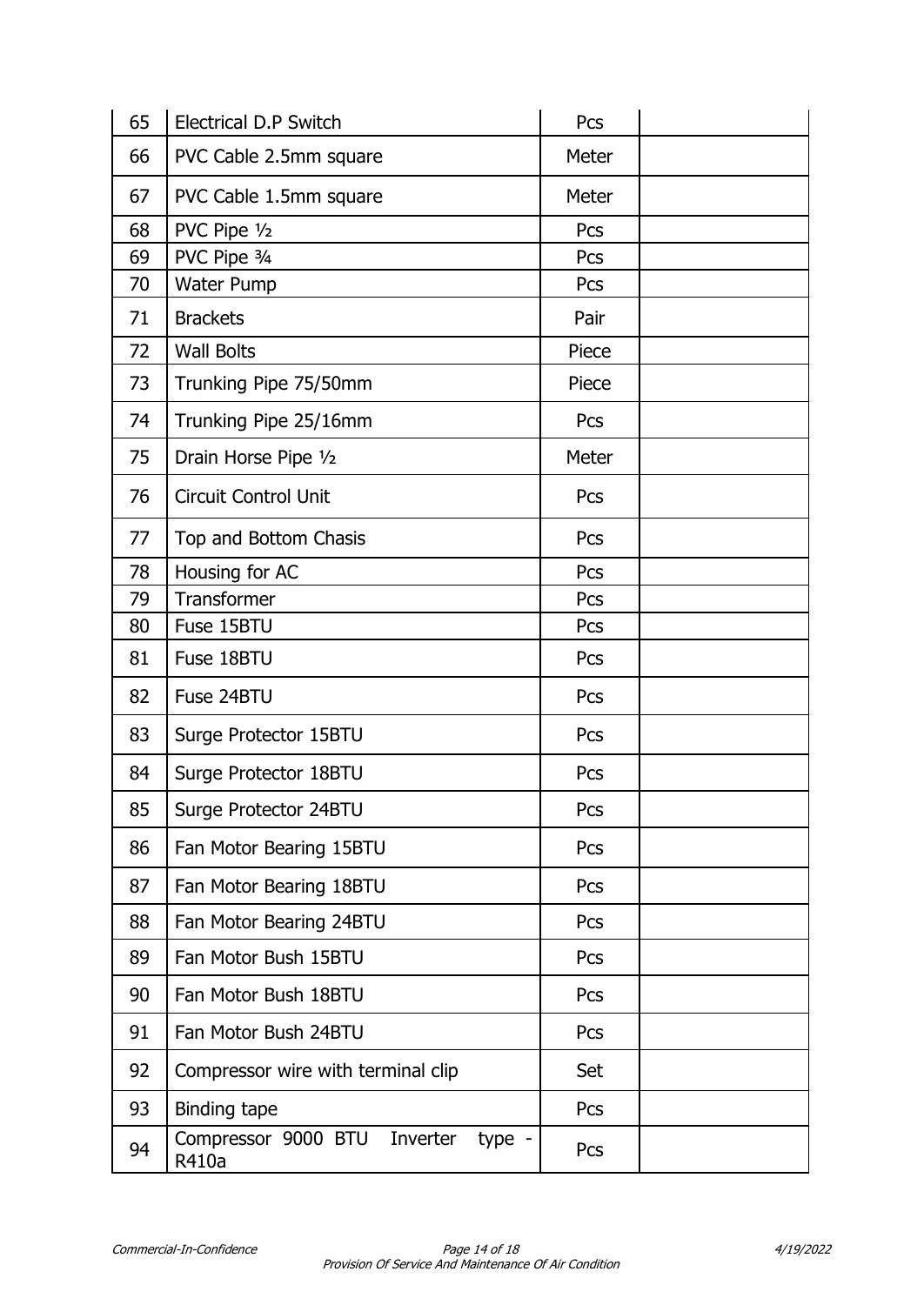| | | | |
|---|---|---|---|
| 65 | Electrical D.P Switch | Pcs | |
| 66 | PVC Cable 2.5mm square | Meter | |
| 67 | PVC Cable 1.5mm square | Meter | |
| 68 | PVC Pipe ½ | Pcs | |
| 69 | PVC Pipe ¾ | Pcs | |
| 70 | Water Pump | Pcs | |
| 71 | Brackets | Pair | |
| 72 | Wall Bolts | Piece | |
| 73 | Trunking Pipe 75/50mm | Piece | |
| 74 | Trunking Pipe 25/16mm | Pcs | |
| 75 | Drain Horse Pipe ½ | Meter | |
| 76 | Circuit Control Unit | Pcs | |
| 77 | Top and Bottom Chasis | Pcs | |
| 78 | Housing for AC | Pcs | |
| 79 | Transformer | Pcs | |
| 80 | Fuse 15BTU | Pcs | |
| 81 | Fuse 18BTU | Pcs | |
| 82 | Fuse 24BTU | Pcs | |
| 83 | Surge Protector 15BTU | Pcs | |
| 84 | Surge Protector 18BTU | Pcs | |
| 85 | Surge Protector 24BTU | Pcs | |
| 86 | Fan Motor Bearing 15BTU | Pcs | |
| 87 | Fan Motor Bearing 18BTU | Pcs | |
| 88 | Fan Motor Bearing 24BTU | Pcs | |
| 89 | Fan Motor Bush 15BTU | Pcs | |
| 90 | Fan Motor Bush 18BTU | Pcs | |
| 91 | Fan Motor Bush 24BTU | Pcs | |
| 92 | Compressor wire with terminal clip | Set | |
| 93 | Binding tape | Pcs | |
| 94 | Compressor 9000 BTU Inverter type - R410a | Pcs | |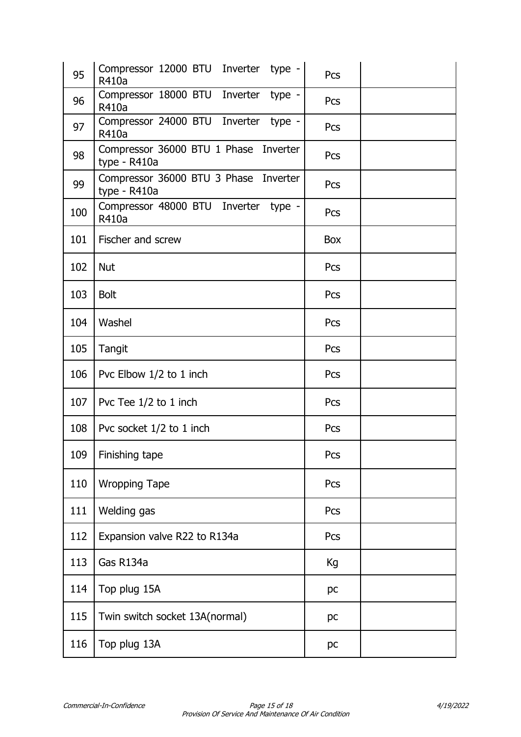| | | | |
|---|---|---|---|
| 95 | Compressor 12000 BTU Inverter type - R410a | Pcs | |
| 96 | Compressor 18000 BTU Inverter type - R410a | Pcs | |
| 97 | Compressor 24000 BTU Inverter type - R410a | Pcs | |
| 98 | Compressor 36000 BTU 1 Phase Inverter type - R410a | Pcs | |
| 99 | Compressor 36000 BTU 3 Phase Inverter type - R410a | Pcs | |
| 100 | Compressor 48000 BTU Inverter type - R410a | Pcs | |
| 101 | Fischer and screw | Box | |
| 102 | Nut | Pcs | |
| 103 | Bolt | Pcs | |
| 104 | Washel | Pcs | |
| 105 | Tangit | Pcs | |
| 106 | Pvc Elbow 1/2 to 1 inch | Pcs | |
| 107 | Pvc Tee 1/2 to 1 inch | Pcs | |
| 108 | Pvc socket 1/2 to 1 inch | Pcs | |
| 109 | Finishing tape | Pcs | |
| 110 | Wropping Tape | Pcs | |
| 111 | Welding gas | Pcs | |
| 112 | Expansion valve R22 to R134a | Pcs | |
| 113 | Gas R134a | Kg | |
| 114 | Top plug 15A | pc | |
| 115 | Twin switch socket 13A(normal) | pc | |
| 116 | Top plug 13A | pc | |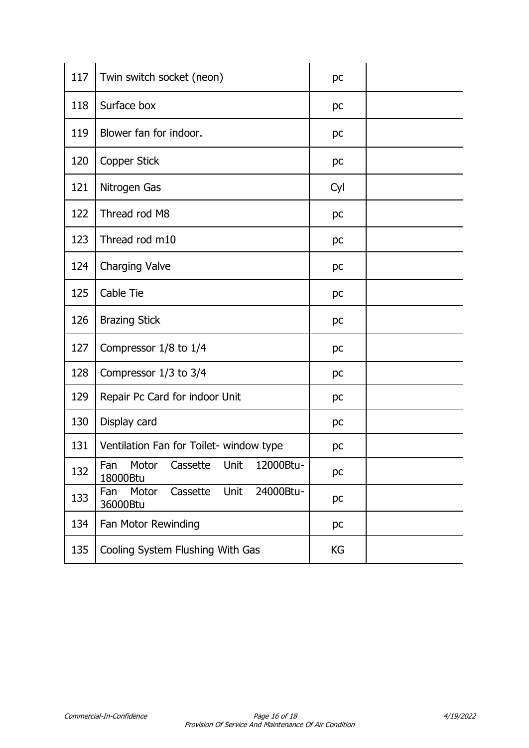| 117 | Twin switch socket (neon) | pc | |
|---|---|---|---|
| 118 | Surface box | pc | |
| 119 | Blower fan for indoor. | pc | |
| 120 | Copper Stick | pc | |
| 121 | Nitrogen Gas | Cyl | |
| 122 | Thread rod M8 | pc | |
| 123 | Thread rod m10 | pc | |
| 124 | Charging Valve | pc | |
| 125 | Cable Tie | pc | |
| 126 | Brazing Stick | pc | |
| 127 | Compressor 1/8 to 1/4 | pc | |
| 128 | Compressor 1/3 to 3/4 | pc | |
| 129 | Repair Pc Card for indoor Unit | pc | |
| 130 | Display card | pc | |
| 131 | Ventilation Fan for Toilet- window type | pc | |
| 132 | Fan Motor Cassette Unit 12000Btu-18000Btu | pc | |
| 133 | Fan Motor Cassette Unit 24000Btu-36000Btu | pc | |
| 134 | Fan Motor Rewinding | pc | |
| 135 | Cooling System Flushing With Gas | KG | |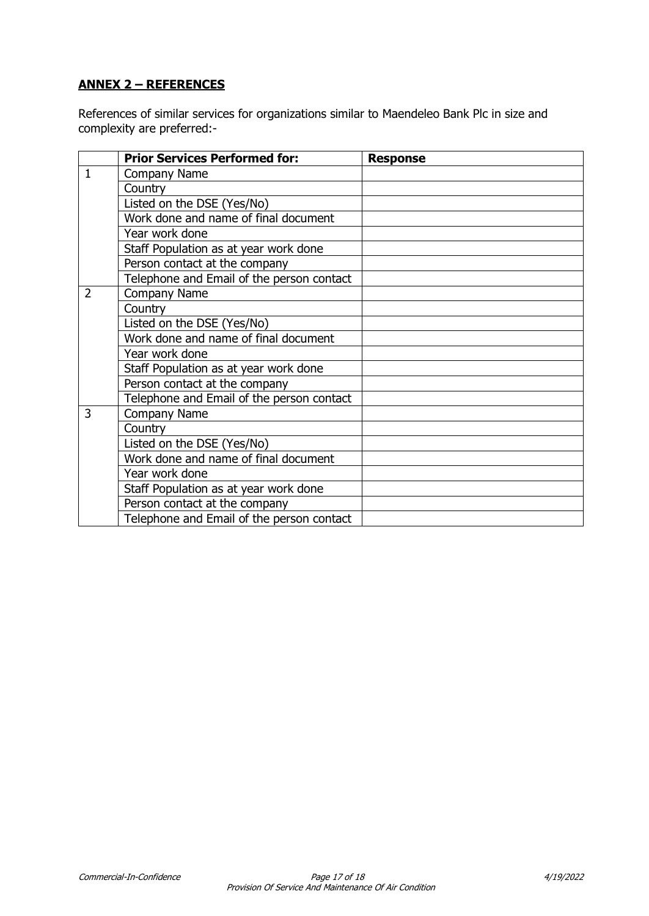## **ANNEX 2 – REFERENCES**

References of similar services for organizations similar to Maendeleo Bank Plc in size and complexity are preferred:-

| | **Prior Services Performed for:** | **Response** |
|---|---|---|
| 1 | Company Name | |
| | Country | |
| | Listed on the DSE (Yes/No) | |
| | Work done and name of final document | |
| | Year work done | |
| | Staff Population as at year work done | |
| | Person contact at the company | |
| | Telephone and Email of the person contact | |
| 2 | Company Name | |
| | Country | |
| | Listed on the DSE (Yes/No) | |
| | Work done and name of final document | |
| | Year work done | |
| | Staff Population as at year work done | |
| | Person contact at the company | |
| | Telephone and Email of the person contact | |
| 3 | Company Name | |
| | Country | |
| | Listed on the DSE (Yes/No) | |
| | Work done and name of final document | |
| | Year work done | |
| | Staff Population as at year work done | |
| | Person contact at the company | |
| | Telephone and Email of the person contact | |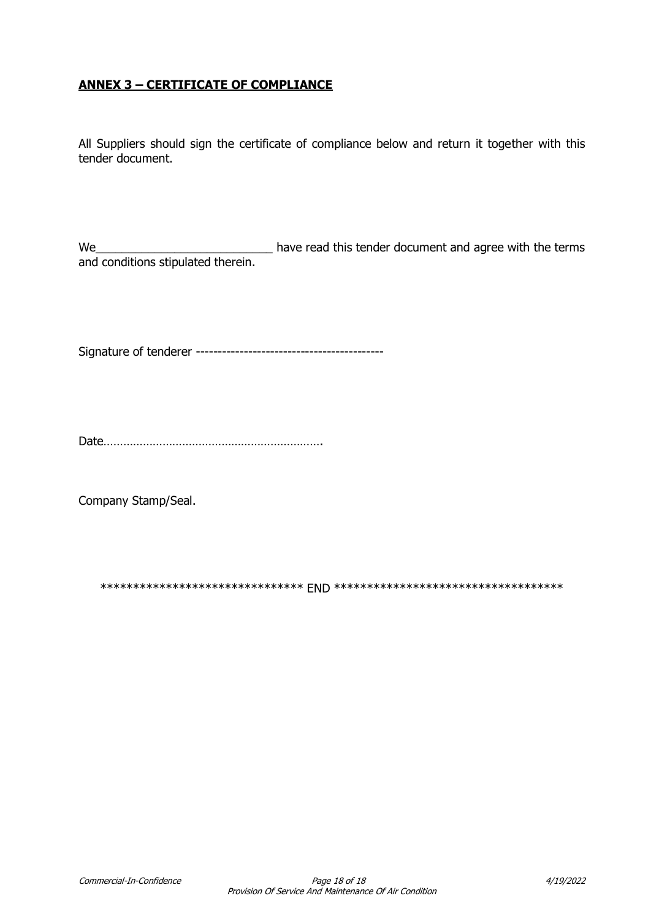**ANNEX 3 – CERTIFICATE OF COMPLIANCE**

All Suppliers should sign the certificate of compliance below and return it together with this tender document.

We___________________________ have read this tender document and agree with the terms and conditions stipulated therein.

Signature of tenderer -------------------------------------------

Date…………………………………………………………..

Company Stamp/Seal.

******************************* END ***********************************